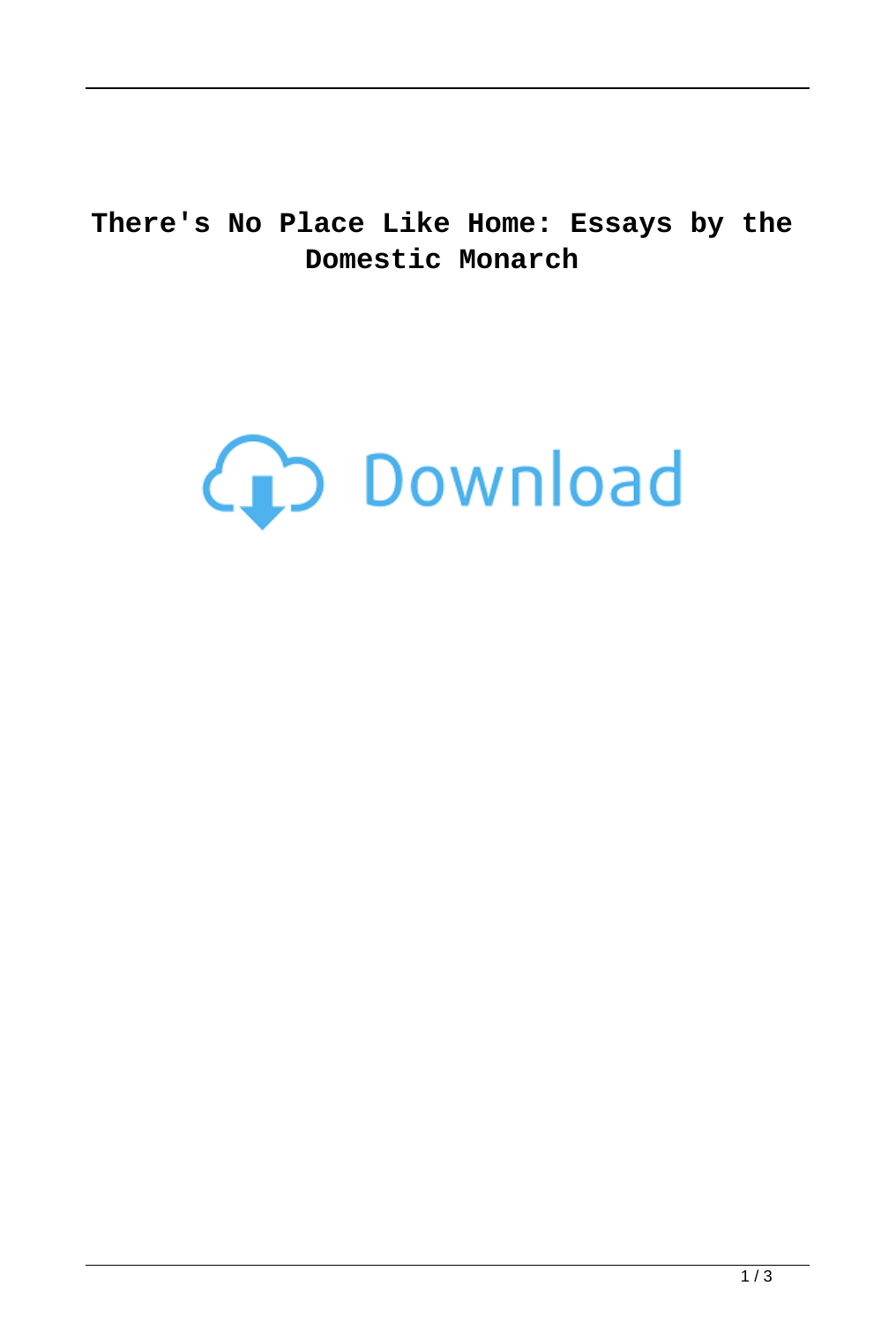# There's No Place Like Home: Essays by the Domestic Monarch

Download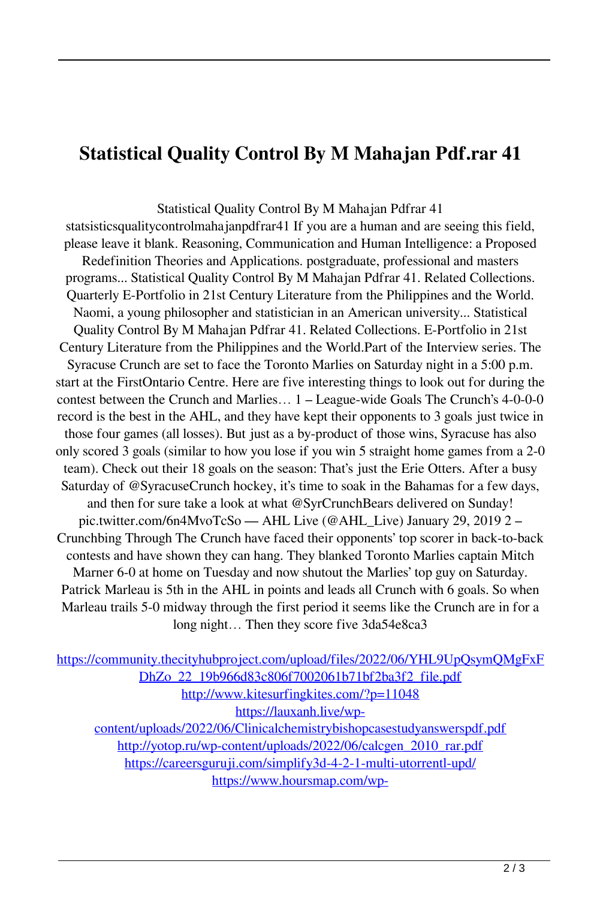# Statistical Quality Control By M Mahajan Pdf.rar 41

Statistical Quality Control By M Mahajan Pdfrar 41 statsisticsqualitycontrolmahajanpdfrar41 If you are a human and are seeing this field, please leave it blank. Reasoning, Communication and Human Intelligence: a Proposed Redefinition Theories and Applications. postgraduate, professional and masters programs... Statistical Quality Control By M Mahajan Pdfrar 41. Related Collections. Quarterly E-Portfolio in 21st Century Literature from the Philippines and the World. Naomi, a young philosopher and statistician in an American university... Statistical Quality Control By M Mahajan Pdfrar 41. Related Collections. E-Portfolio in 21st Century Literature from the Philippines and the World.Part of the Interview series. The Syracuse Crunch are set to face the Toronto Marlies on Saturday night in a 5:00 p.m. start at the FirstOntario Centre. Here are five interesting things to look out for during the contest between the Crunch and Marlies… 1 – League-wide Goals The Crunch's 4-0-0-0 record is the best in the AHL, and they have kept their opponents to 3 goals just twice in those four games (all losses). But just as a by-product of those wins, Syracuse has also only scored 3 goals (similar to how you lose if you win 5 straight home games from a 2-0 team). Check out their 18 goals on the season: That's just the Erie Otters. After a busy Saturday of @SyracuseCrunch hockey, it's time to soak in the Bahamas for a few days, and then for sure take a look at what @SyrCrunchBears delivered on Sunday! pic.twitter.com/6n4MvoTcSo — AHL Live (@AHL_Live) January 29, 2019 2 – Crunchbing Through The Crunch have faced their opponents' top scorer in back-to-back contests and have shown they can hang. They blanked Toronto Marlies captain Mitch Marner 6-0 at home on Tuesday and now shutout the Marlies' top guy on Saturday. Patrick Marleau is 5th in the AHL in points and leads all Crunch with 6 goals. So when Marleau trails 5-0 midway through the first period it seems like the Crunch are in for a long night… Then they score five 3da54e8ca3

https://community.thecityhubproject.com/upload/files/2022/06/YHL9UpQsymQMgFxFDhZo_22_19b966d83c806f7002061b71bf2ba3f2_file.pdf
http://www.kitesurfingkites.com/?p=11048
https://lauxanh.live/wp-content/uploads/2022/06/Clinicalchemistrybishopcasestudyanswerspdf.pdf
http://yotop.ru/wp-content/uploads/2022/06/calcgen_2010_rar.pdf
https://careersguruji.com/simplify3d-4-2-1-multi-utorrentl-upd/
https://www.hoursmap.com/wp-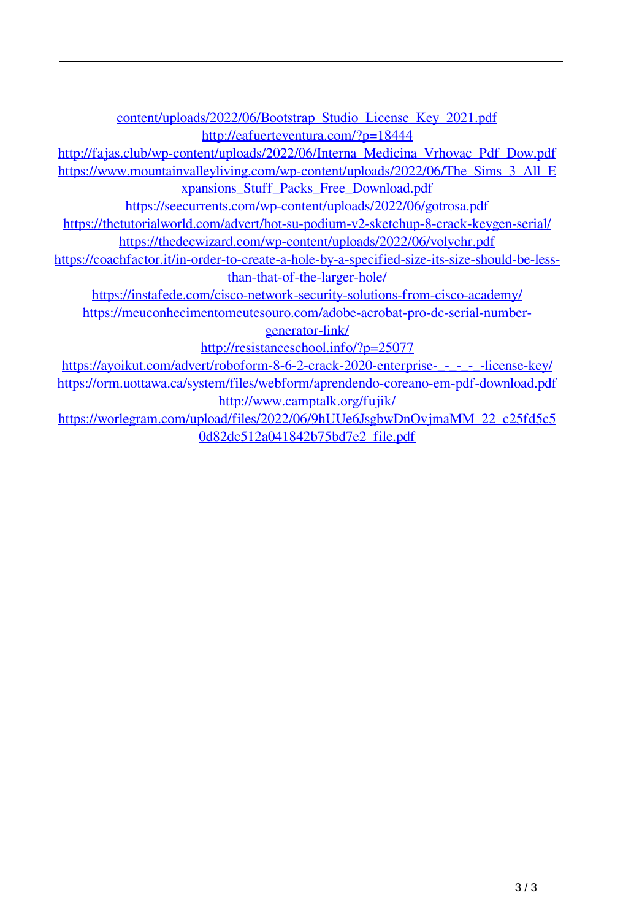content/uploads/2022/06/Bootstrap_Studio_License_Key_2021.pdf
http://eafuerteventura.com/?p=18444
http://fajas.club/wp-content/uploads/2022/06/Interna_Medicina_Vrhovac_Pdf_Dow.pdf
https://www.mountainvalleyliving.com/wp-content/uploads/2022/06/The_Sims_3_All_Expansions_Stuff_Packs_Free_Download.pdf
https://seecurrents.com/wp-content/uploads/2022/06/gotrosa.pdf
https://thetutorialworld.com/advert/hot-su-podium-v2-sketchup-8-crack-keygen-serial/
https://thedecwizard.com/wp-content/uploads/2022/06/volychr.pdf
https://coachfactor.it/in-order-to-create-a-hole-by-a-specified-size-its-size-should-be-less-than-that-of-the-larger-hole/
https://instafede.com/cisco-network-security-solutions-from-cisco-academy/
https://meuconhecimentomeutesouro.com/adobe-acrobat-pro-dc-serial-number-generator-link/
http://resistanceschool.info/?p=25077
https://ayoikut.com/advert/roboform-8-6-2-crack-2020-enterprise-_-_-_-_-license-key/
https://orm.uottawa.ca/system/files/webform/aprendendo-coreano-em-pdf-download.pdf
http://www.camptalk.org/fujik/
https://worlegram.com/upload/files/2022/06/9hUUe6JsgbwDnOvjmaMM_22_c25fd5c50d82dc512a041842b75bd7e2_file.pdf